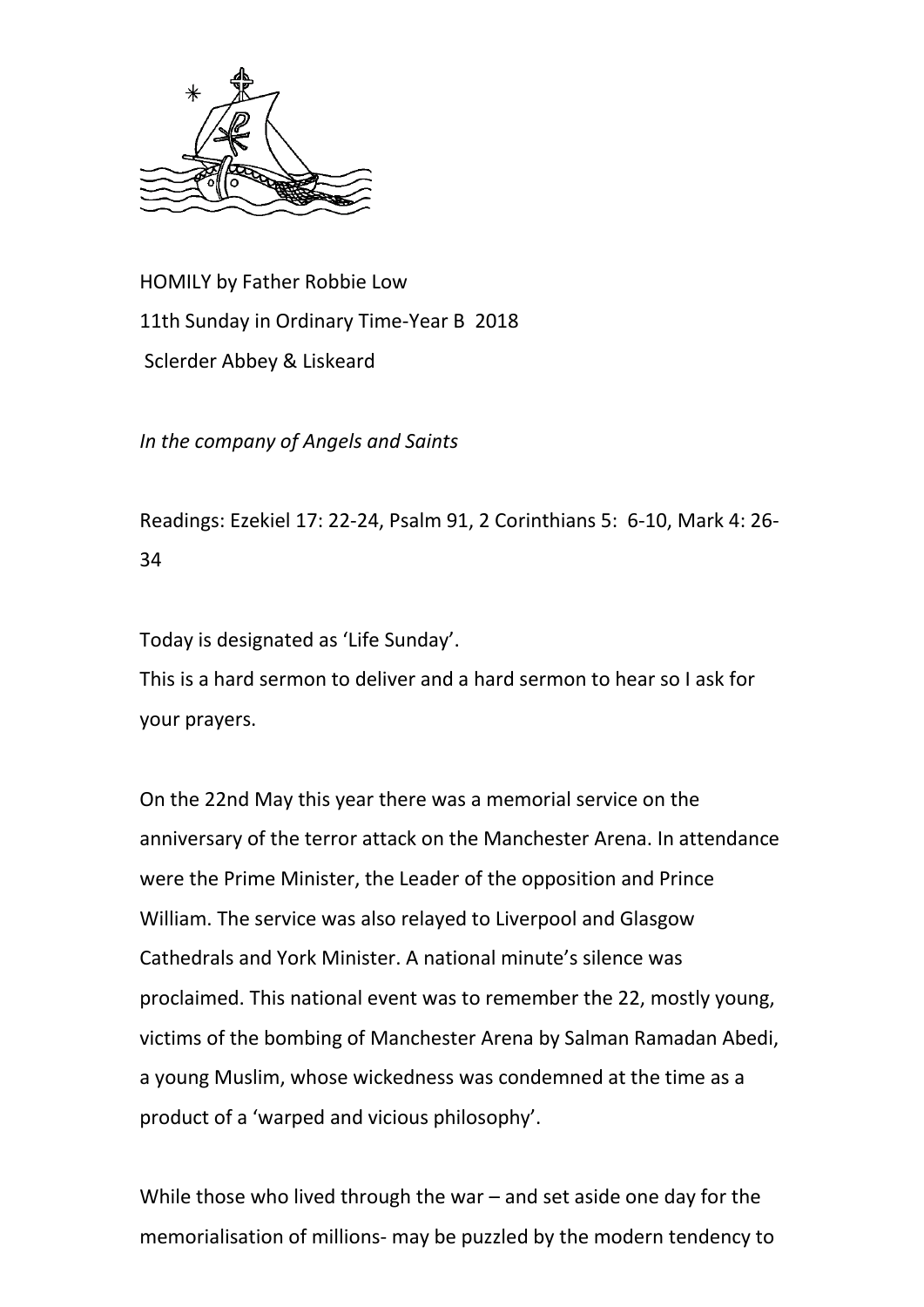HOMILY by Father Robbie Low
11th Sunday in Ordinary Time-Year B 2018
Sclerder Abbey & Liskeard

*In the company of Angels and Saints*

Readings: Ezekiel 17: 22-24, Psalm 91, 2 Corinthians 5: 6-10, Mark 4: 26-34

Today is designated as 'Life Sunday'.
This is a hard sermon to deliver and a hard sermon to hear so I ask for your prayers.

On the 22nd May this year there was a memorial service on the anniversary of the terror attack on the Manchester Arena. In attendance were the Prime Minister, the Leader of the opposition and Prince William. The service was also relayed to Liverpool and Glasgow Cathedrals and York Minister. A national minute's silence was proclaimed. This national event was to remember the 22, mostly young, victims of the bombing of Manchester Arena by Salman Ramadan Abedi, a young Muslim, whose wickedness was condemned at the time as a product of a 'warped and vicious philosophy'.

While those who lived through the war – and set aside one day for the memorialisation of millions- may be puzzled by the modern tendency to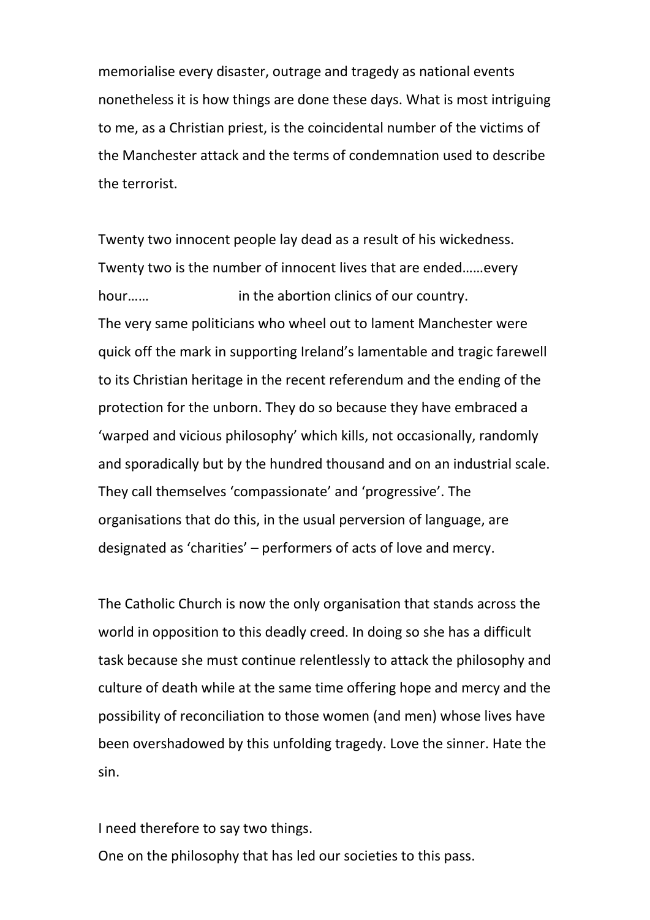memorialise every disaster, outrage and tragedy as national events nonetheless it is how things are done these days. What is most intriguing to me, as a Christian priest, is the coincidental number of the victims of the Manchester attack and the terms of condemnation used to describe the terrorist.

Twenty two innocent people lay dead as a result of his wickedness. Twenty two is the number of innocent lives that are ended……every hour……                    in the abortion clinics of our country.
The very same politicians who wheel out to lament Manchester were quick off the mark in supporting Ireland's lamentable and tragic farewell to its Christian heritage in the recent referendum and the ending of the protection for the unborn. They do so because they have embraced a 'warped and vicious philosophy' which kills, not occasionally, randomly and sporadically but by the hundred thousand and on an industrial scale. They call themselves 'compassionate' and 'progressive'. The organisations that do this, in the usual perversion of language, are designated as 'charities' – performers of acts of love and mercy.

The Catholic Church is now the only organisation that stands across the world in opposition to this deadly creed. In doing so she has a difficult task because she must continue relentlessly to attack the philosophy and culture of death while at the same time offering hope and mercy and the possibility of reconciliation to those women (and men) whose lives have been overshadowed by this unfolding tragedy. Love the sinner. Hate the sin.

I need therefore to say two things.
One on the philosophy that has led our societies to this pass.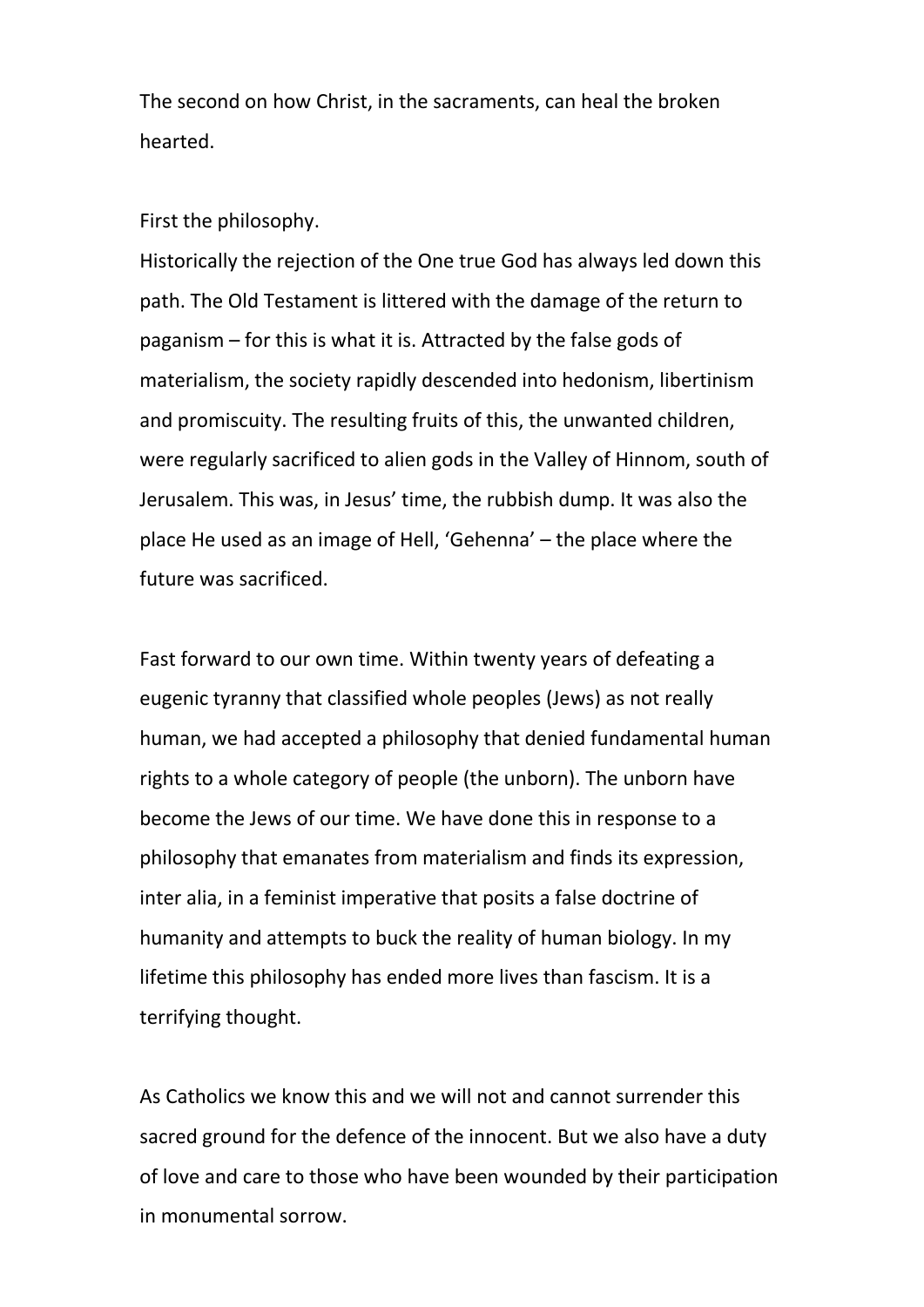The second on how Christ, in the sacraments, can heal the broken hearted.

First the philosophy.

Historically the rejection of the One true God has always led down this path. The Old Testament is littered with the damage of the return to paganism – for this is what it is. Attracted by the false gods of materialism, the society rapidly descended into hedonism, libertinism and promiscuity. The resulting fruits of this, the unwanted children, were regularly sacrificed to alien gods in the Valley of Hinnom, south of Jerusalem. This was, in Jesus' time, the rubbish dump. It was also the place He used as an image of Hell, 'Gehenna' – the place where the future was sacrificed.

Fast forward to our own time. Within twenty years of defeating a eugenic tyranny that classified whole peoples (Jews) as not really human, we had accepted a philosophy that denied fundamental human rights to a whole category of people (the unborn). The unborn have become the Jews of our time. We have done this in response to a philosophy that emanates from materialism and finds its expression, inter alia, in a feminist imperative that posits a false doctrine of humanity and attempts to buck the reality of human biology. In my lifetime this philosophy has ended more lives than fascism. It is a terrifying thought.

As Catholics we know this and we will not and cannot surrender this sacred ground for the defence of the innocent. But we also have a duty of love and care to those who have been wounded by their participation in monumental sorrow.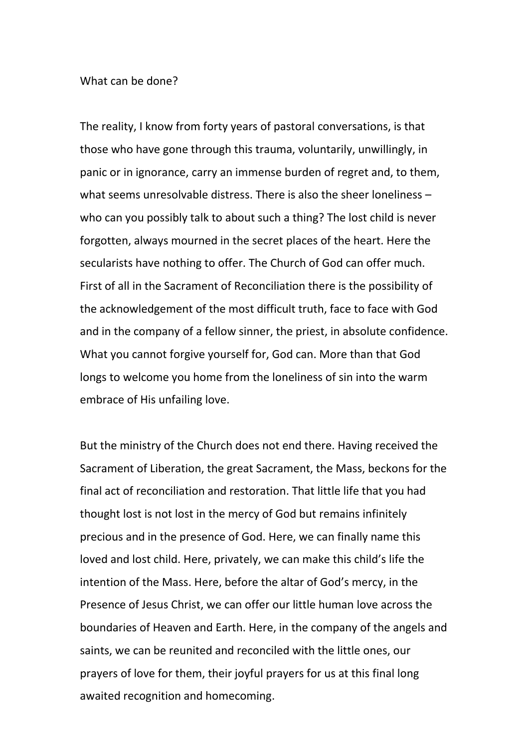What can be done?

The reality, I know from forty years of pastoral conversations, is that those who have gone through this trauma, voluntarily, unwillingly, in panic or in ignorance, carry an immense burden of regret and, to them, what seems unresolvable distress. There is also the sheer loneliness – who can you possibly talk to about such a thing? The lost child is never forgotten, always mourned in the secret places of the heart. Here the secularists have nothing to offer. The Church of God can offer much. First of all in the Sacrament of Reconciliation there is the possibility of the acknowledgement of the most difficult truth, face to face with God and in the company of a fellow sinner, the priest, in absolute confidence. What you cannot forgive yourself for, God can. More than that God longs to welcome you home from the loneliness of sin into the warm embrace of His unfailing love.

But the ministry of the Church does not end there. Having received the Sacrament of Liberation, the great Sacrament, the Mass, beckons for the final act of reconciliation and restoration. That little life that you had thought lost is not lost in the mercy of God but remains infinitely precious and in the presence of God. Here, we can finally name this loved and lost child. Here, privately, we can make this child's life the intention of the Mass. Here, before the altar of God's mercy, in the Presence of Jesus Christ, we can offer our little human love across the boundaries of Heaven and Earth. Here, in the company of the angels and saints, we can be reunited and reconciled with the little ones, our prayers of love for them, their joyful prayers for us at this final long awaited recognition and homecoming.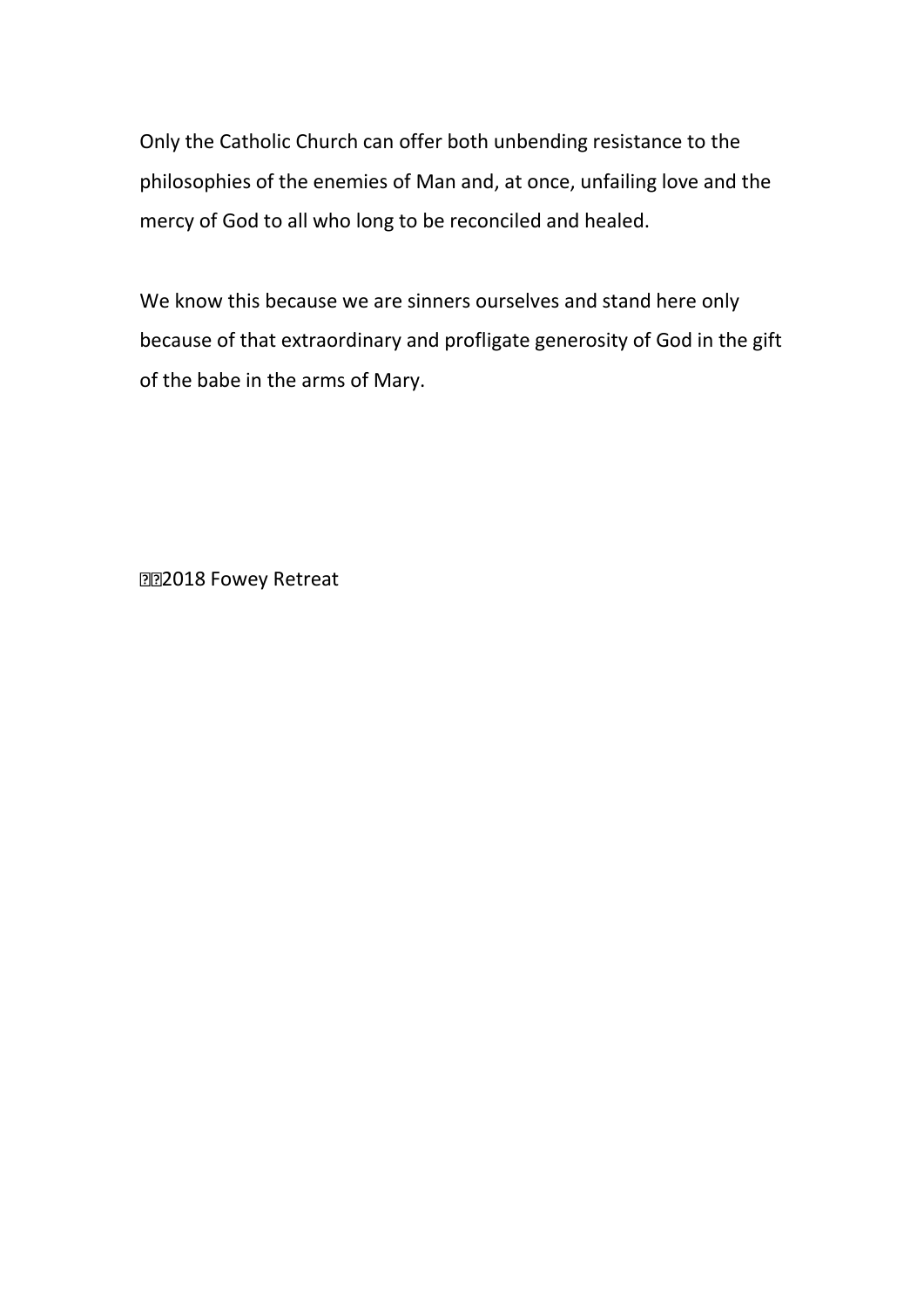Only the Catholic Church can offer both unbending resistance to the philosophies of the enemies of Man and, at once, unfailing love and the mercy of God to all who long to be reconciled and healed.

We know this because we are sinners ourselves and stand here only because of that extraordinary and profligate generosity of God in the gift of the babe in the arms of Mary.

2018 Fowey Retreat